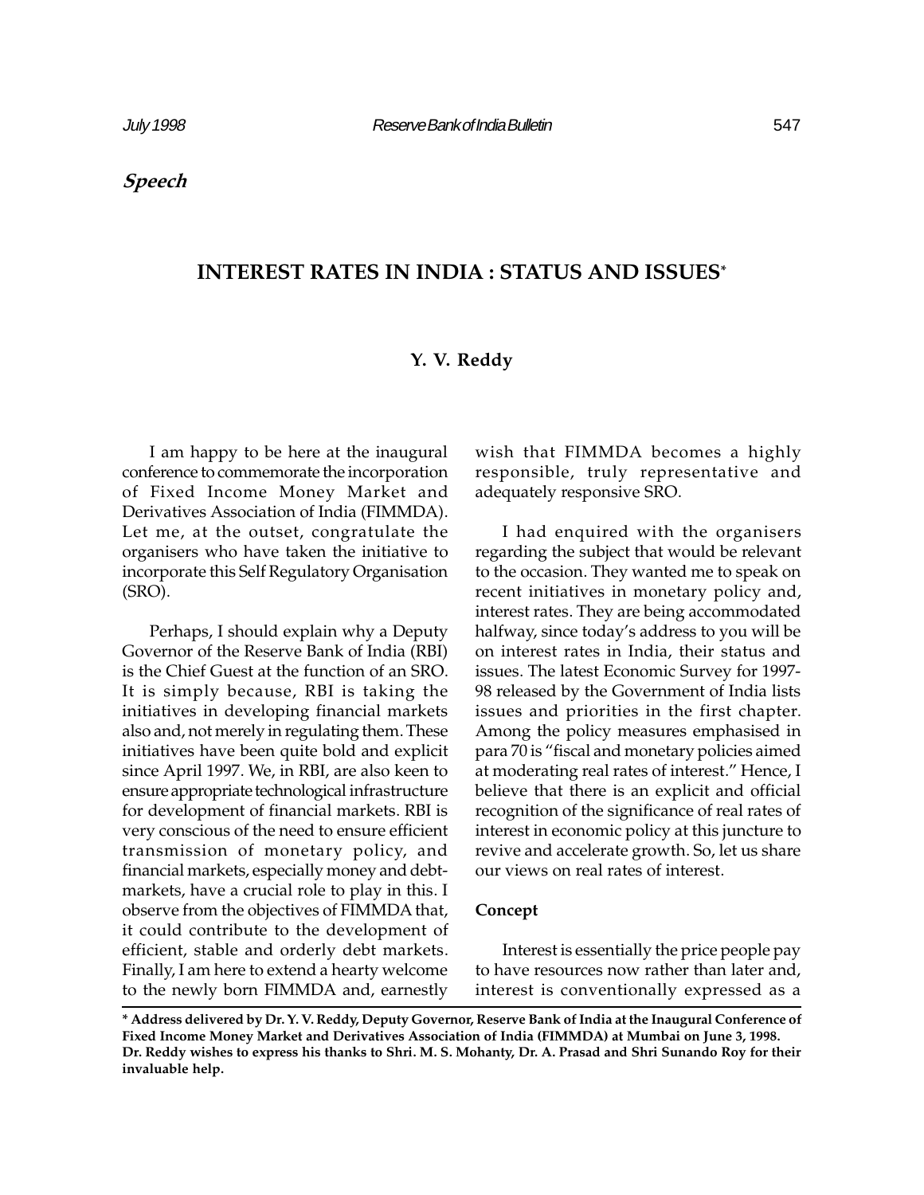*Speech*

# INTEREST RATES IN INDIA : STATUS AND ISSUES*

**Y. V. Reddy**

I am happy to be here at the inaugural conference to commemorate the incorporation of Fixed Income Money Market and Derivatives Association of India (FIMMDA). Let me, at the outset, congratulate the organisers who have taken the initiative to incorporate this Self Regulatory Organisation (SRO).

Perhaps, I should explain why a Deputy Governor of the Reserve Bank of India (RBI) is the Chief Guest at the function of an SRO. It is simply because, RBI is taking the initiatives in developing financial markets also and, not merely in regulating them. These initiatives have been quite bold and explicit since April 1997. We, in RBI, are also keen to ensure appropriate technological infrastructure for development of financial markets. RBI is very conscious of the need to ensure efficient transmission of monetary policy, and financial markets, especially money and debt-markets, have a crucial role to play in this. I observe from the objectives of FIMMDA that, it could contribute to the development of efficient, stable and orderly debt markets. Finally, I am here to extend a hearty welcome to the newly born FIMMDA and, earnestly wish that FIMMDA becomes a highly responsible, truly representative and adequately responsive SRO.

I had enquired with the organisers regarding the subject that would be relevant to the occasion. They wanted me to speak on recent initiatives in monetary policy and, interest rates. They are being accommodated halfway, since today's address to you will be on interest rates in India, their status and issues. The latest Economic Survey for 1997-98 released by the Government of India lists issues and priorities in the first chapter. Among the policy measures emphasised in para 70 is "fiscal and monetary policies aimed at moderating real rates of interest." Hence, I believe that there is an explicit and official recognition of the significance of real rates of interest in economic policy at this juncture to revive and accelerate growth. So, let us share our views on real rates of interest.

### Concept

Interest is essentially the price people pay to have resources now rather than later and, interest is conventionally expressed as a

**\* Address delivered by Dr. Y. V. Reddy, Deputy Governor, Reserve Bank of India at the Inaugural Conference of Fixed Income Money Market and Derivatives Association of India (FIMMDA) at Mumbai on June 3, 1998. Dr. Reddy wishes to express his thanks to Shri. M. S. Mohanty, Dr. A. Prasad and Shri Sunando Roy for their invaluable help.**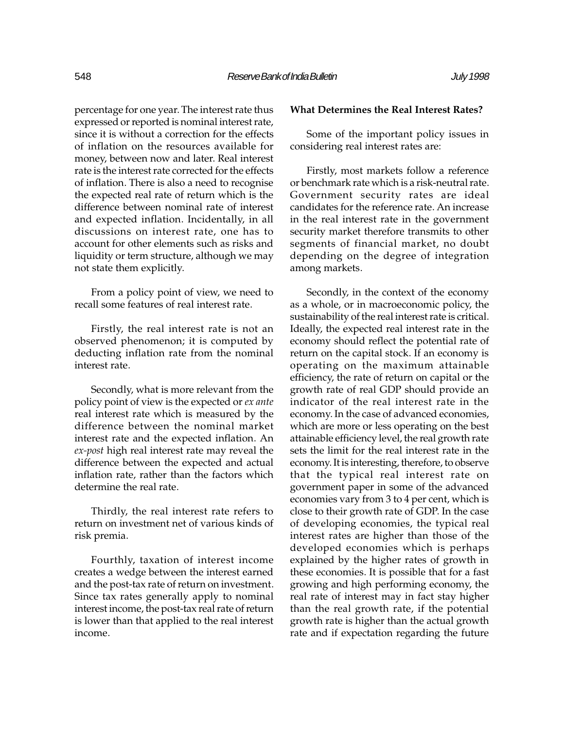percentage for one year. The interest rate thus expressed or reported is nominal interest rate, since it is without a correction for the effects of inflation on the resources available for money, between now and later. Real interest rate is the interest rate corrected for the effects of inflation. There is also a need to recognise the expected real rate of return which is the difference between nominal rate of interest and expected inflation. Incidentally, in all discussions on interest rate, one has to account for other elements such as risks and liquidity or term structure, although we may not state them explicitly.

From a policy point of view, we need to recall some features of real interest rate.

Firstly, the real interest rate is not an observed phenomenon; it is computed by deducting inflation rate from the nominal interest rate.

Secondly, what is more relevant from the policy point of view is the expected or *ex ante* real interest rate which is measured by the difference between the nominal market interest rate and the expected inflation. An *ex-post* high real interest rate may reveal the difference between the expected and actual inflation rate, rather than the factors which determine the real rate.

Thirdly, the real interest rate refers to return on investment net of various kinds of risk premia.

Fourthly, taxation of interest income creates a wedge between the interest earned and the post-tax rate of return on investment. Since tax rates generally apply to nominal interest income, the post-tax real rate of return is lower than that applied to the real interest income.

**What Determines the Real Interest Rates?**

Some of the important policy issues in considering real interest rates are:

Firstly, most markets follow a reference or benchmark rate which is a risk-neutral rate. Government security rates are ideal candidates for the reference rate. An increase in the real interest rate in the government security market therefore transmits to other segments of financial market, no doubt depending on the degree of integration among markets.

Secondly, in the context of the economy as a whole, or in macroeconomic policy, the sustainability of the real interest rate is critical. Ideally, the expected real interest rate in the economy should reflect the potential rate of return on the capital stock. If an economy is operating on the maximum attainable efficiency, the rate of return on capital or the growth rate of real GDP should provide an indicator of the real interest rate in the economy. In the case of advanced economies, which are more or less operating on the best attainable efficiency level, the real growth rate sets the limit for the real interest rate in the economy. It is interesting, therefore, to observe that the typical real interest rate on government paper in some of the advanced economies vary from 3 to 4 per cent, which is close to their growth rate of GDP. In the case of developing economies, the typical real interest rates are higher than those of the developed economies which is perhaps explained by the higher rates of growth in these economies. It is possible that for a fast growing and high performing economy, the real rate of interest may in fact stay higher than the real growth rate, if the potential growth rate is higher than the actual growth rate and if expectation regarding the future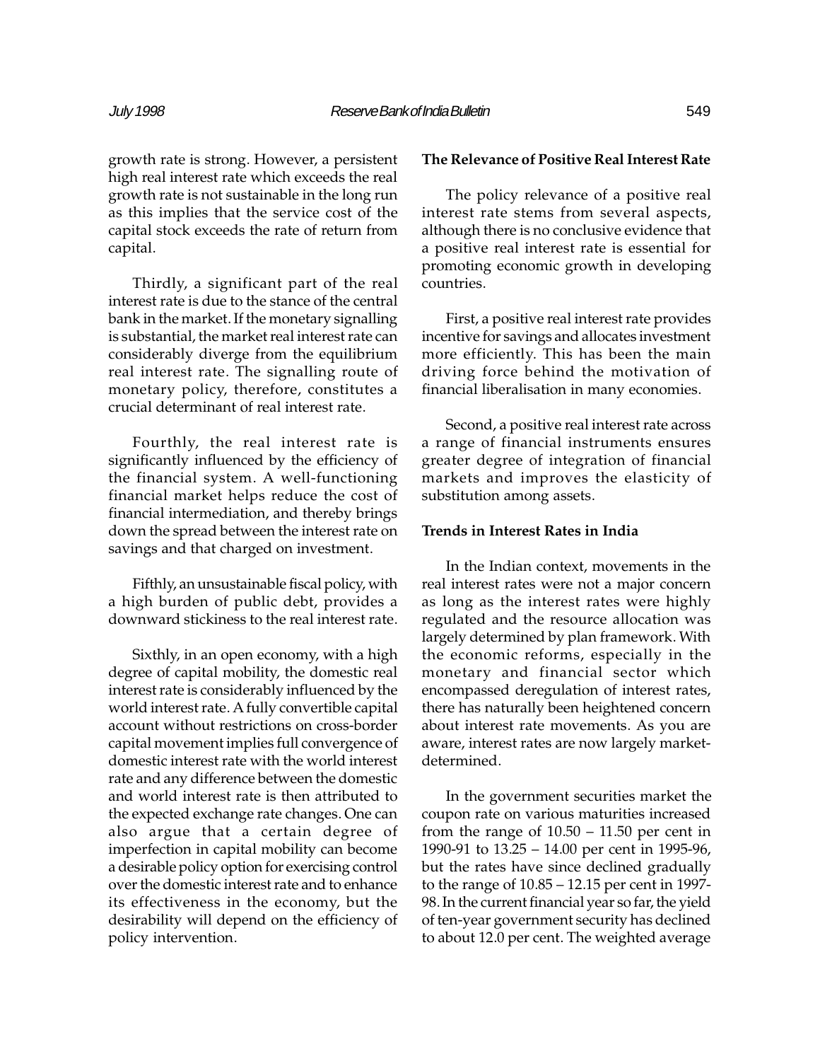growth rate is strong. However, a persistent high real interest rate which exceeds the real growth rate is not sustainable in the long run as this implies that the service cost of the capital stock exceeds the rate of return from capital.

Thirdly, a significant part of the real interest rate is due to the stance of the central bank in the market. If the monetary signalling is substantial, the market real interest rate can considerably diverge from the equilibrium real interest rate. The signalling route of monetary policy, therefore, constitutes a crucial determinant of real interest rate.

Fourthly, the real interest rate is significantly influenced by the efficiency of the financial system. A well-functioning financial market helps reduce the cost of financial intermediation, and thereby brings down the spread between the interest rate on savings and that charged on investment.

Fifthly, an unsustainable fiscal policy, with a high burden of public debt, provides a downward stickiness to the real interest rate.

Sixthly, in an open economy, with a high degree of capital mobility, the domestic real interest rate is considerably influenced by the world interest rate. A fully convertible capital account without restrictions on cross-border capital movement implies full convergence of domestic interest rate with the world interest rate and any difference between the domestic and world interest rate is then attributed to the expected exchange rate changes. One can also argue that a certain degree of imperfection in capital mobility can become a desirable policy option for exercising control over the domestic interest rate and to enhance its effectiveness in the economy, but the desirability will depend on the efficiency of policy intervention.

**The Relevance of Positive Real Interest Rate**

The policy relevance of a positive real interest rate stems from several aspects, although there is no conclusive evidence that a positive real interest rate is essential for promoting economic growth in developing countries.

First, a positive real interest rate provides incentive for savings and allocates investment more efficiently. This has been the main driving force behind the motivation of financial liberalisation in many economies.

Second, a positive real interest rate across a range of financial instruments ensures greater degree of integration of financial markets and improves the elasticity of substitution among assets.

**Trends in Interest Rates in India**

In the Indian context, movements in the real interest rates were not a major concern as long as the interest rates were highly regulated and the resource allocation was largely determined by plan framework. With the economic reforms, especially in the monetary and financial sector which encompassed deregulation of interest rates, there has naturally been heightened concern about interest rate movements. As you are aware, interest rates are now largely market-determined.

In the government securities market the coupon rate on various maturities increased from the range of 10.50 – 11.50 per cent in 1990-91 to 13.25 – 14.00 per cent in 1995-96, but the rates have since declined gradually to the range of 10.85 – 12.15 per cent in 1997-98. In the current financial year so far, the yield of ten-year government security has declined to about 12.0 per cent. The weighted average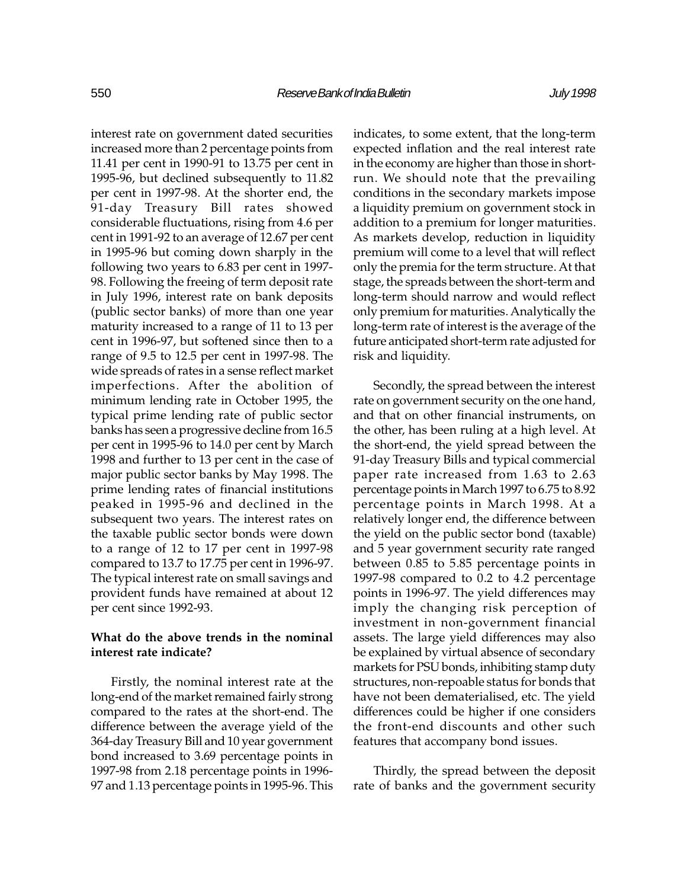interest rate on government dated securities increased more than 2 percentage points from 11.41 per cent in 1990-91 to 13.75 per cent in 1995-96, but declined subsequently to 11.82 per cent in 1997-98. At the shorter end, the 91-day Treasury Bill rates showed considerable fluctuations, rising from 4.6 per cent in 1991-92 to an average of 12.67 per cent in 1995-96 but coming down sharply in the following two years to 6.83 per cent in 1997-98. Following the freeing of term deposit rate in July 1996, interest rate on bank deposits (public sector banks) of more than one year maturity increased to a range of 11 to 13 per cent in 1996-97, but softened since then to a range of 9.5 to 12.5 per cent in 1997-98. The wide spreads of rates in a sense reflect market imperfections. After the abolition of minimum lending rate in October 1995, the typical prime lending rate of public sector banks has seen a progressive decline from 16.5 per cent in 1995-96 to 14.0 per cent by March 1998 and further to 13 per cent in the case of major public sector banks by May 1998. The prime lending rates of financial institutions peaked in 1995-96 and declined in the subsequent two years. The interest rates on the taxable public sector bonds were down to a range of 12 to 17 per cent in 1997-98 compared to 13.7 to 17.75 per cent in 1996-97. The typical interest rate on small savings and provident funds have remained at about 12 per cent since 1992-93.

**What do the above trends in the nominal interest rate indicate?**

Firstly, the nominal interest rate at the long-end of the market remained fairly strong compared to the rates at the short-end. The difference between the average yield of the 364-day Treasury Bill and 10 year government bond increased to 3.69 percentage points in 1997-98 from 2.18 percentage points in 1996-97 and 1.13 percentage points in 1995-96. This indicates, to some extent, that the long-term expected inflation and the real interest rate in the economy are higher than those in short-run. We should note that the prevailing conditions in the secondary markets impose a liquidity premium on government stock in addition to a premium for longer maturities. As markets develop, reduction in liquidity premium will come to a level that will reflect only the premia for the term structure. At that stage, the spreads between the short-term and long-term should narrow and would reflect only premium for maturities. Analytically the long-term rate of interest is the average of the future anticipated short-term rate adjusted for risk and liquidity.

Secondly, the spread between the interest rate on government security on the one hand, and that on other financial instruments, on the other, has been ruling at a high level. At the short-end, the yield spread between the 91-day Treasury Bills and typical commercial paper rate increased from 1.63 to 2.63 percentage points in March 1997 to 6.75 to 8.92 percentage points in March 1998. At a relatively longer end, the difference between the yield on the public sector bond (taxable) and 5 year government security rate ranged between 0.85 to 5.85 percentage points in 1997-98 compared to 0.2 to 4.2 percentage points in 1996-97. The yield differences may imply the changing risk perception of investment in non-government financial assets. The large yield differences may also be explained by virtual absence of secondary markets for PSU bonds, inhibiting stamp duty structures, non-repoable status for bonds that have not been dematerialised, etc. The yield differences could be higher if one considers the front-end discounts and other such features that accompany bond issues.

Thirdly, the spread between the deposit rate of banks and the government security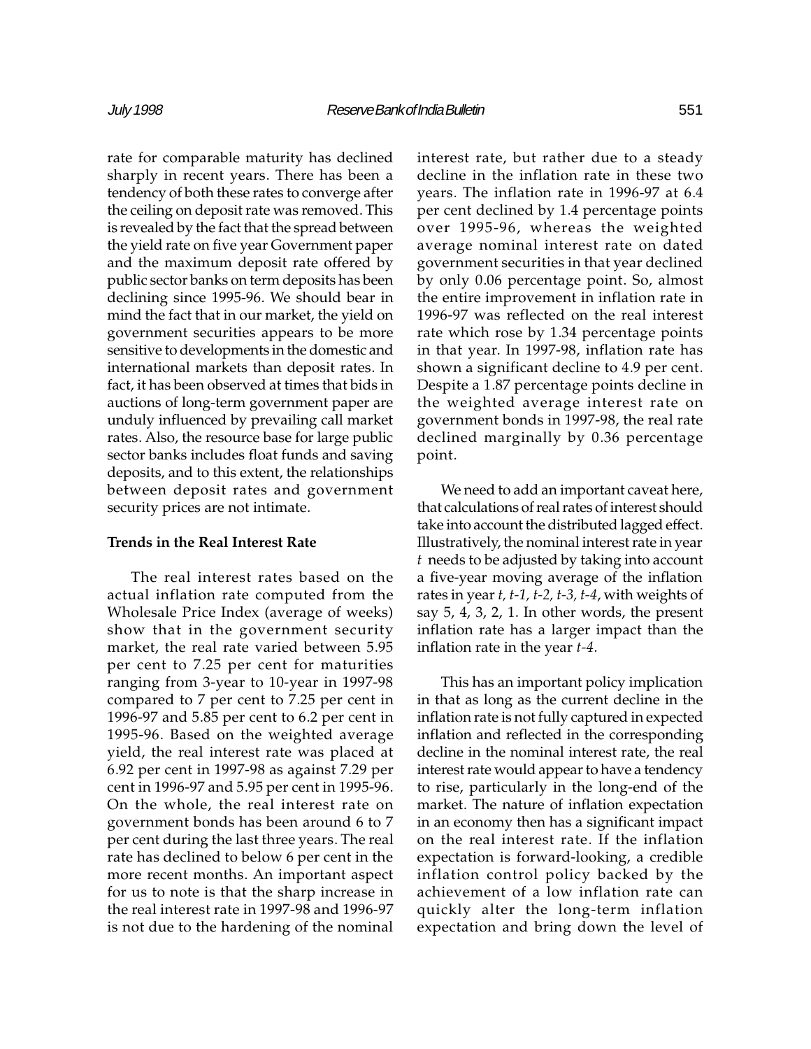rate for comparable maturity has declined sharply in recent years. There has been a tendency of both these rates to converge after the ceiling on deposit rate was removed. This is revealed by the fact that the spread between the yield rate on five year Government paper and the maximum deposit rate offered by public sector banks on term deposits has been declining since 1995-96. We should bear in mind the fact that in our market, the yield on government securities appears to be more sensitive to developments in the domestic and international markets than deposit rates. In fact, it has been observed at times that bids in auctions of long-term government paper are unduly influenced by prevailing call market rates. Also, the resource base for large public sector banks includes float funds and saving deposits, and to this extent, the relationships between deposit rates and government security prices are not intimate.

**Trends in the Real Interest Rate**

The real interest rates based on the actual inflation rate computed from the Wholesale Price Index (average of weeks) show that in the government security market, the real rate varied between 5.95 per cent to 7.25 per cent for maturities ranging from 3-year to 10-year in 1997-98 compared to 7 per cent to 7.25 per cent in 1996-97 and 5.85 per cent to 6.2 per cent in 1995-96. Based on the weighted average yield, the real interest rate was placed at 6.92 per cent in 1997-98 as against 7.29 per cent in 1996-97 and 5.95 per cent in 1995-96. On the whole, the real interest rate on government bonds has been around 6 to 7 per cent during the last three years. The real rate has declined to below 6 per cent in the more recent months. An important aspect for us to note is that the sharp increase in the real interest rate in 1997-98 and 1996-97 is not due to the hardening of the nominal interest rate, but rather due to a steady decline in the inflation rate in these two years. The inflation rate in 1996-97 at 6.4 per cent declined by 1.4 percentage points over 1995-96, whereas the weighted average nominal interest rate on dated government securities in that year declined by only 0.06 percentage point. So, almost the entire improvement in inflation rate in 1996-97 was reflected on the real interest rate which rose by 1.34 percentage points in that year. In 1997-98, inflation rate has shown a significant decline to 4.9 per cent. Despite a 1.87 percentage points decline in the weighted average interest rate on government bonds in 1997-98, the real rate declined marginally by 0.36 percentage point.

We need to add an important caveat here, that calculations of real rates of interest should take into account the distributed lagged effect. Illustratively, the nominal interest rate in year *t* needs to be adjusted by taking into account a five-year moving average of the inflation rates in year *t, t-1, t-2, t-3, t-4*, with weights of say 5, 4, 3, 2, 1. In other words, the present inflation rate has a larger impact than the inflation rate in the year *t-4*.

This has an important policy implication in that as long as the current decline in the inflation rate is not fully captured in expected inflation and reflected in the corresponding decline in the nominal interest rate, the real interest rate would appear to have a tendency to rise, particularly in the long-end of the market. The nature of inflation expectation in an economy then has a significant impact on the real interest rate. If the inflation expectation is forward-looking, a credible inflation control policy backed by the achievement of a low inflation rate can quickly alter the long-term inflation expectation and bring down the level of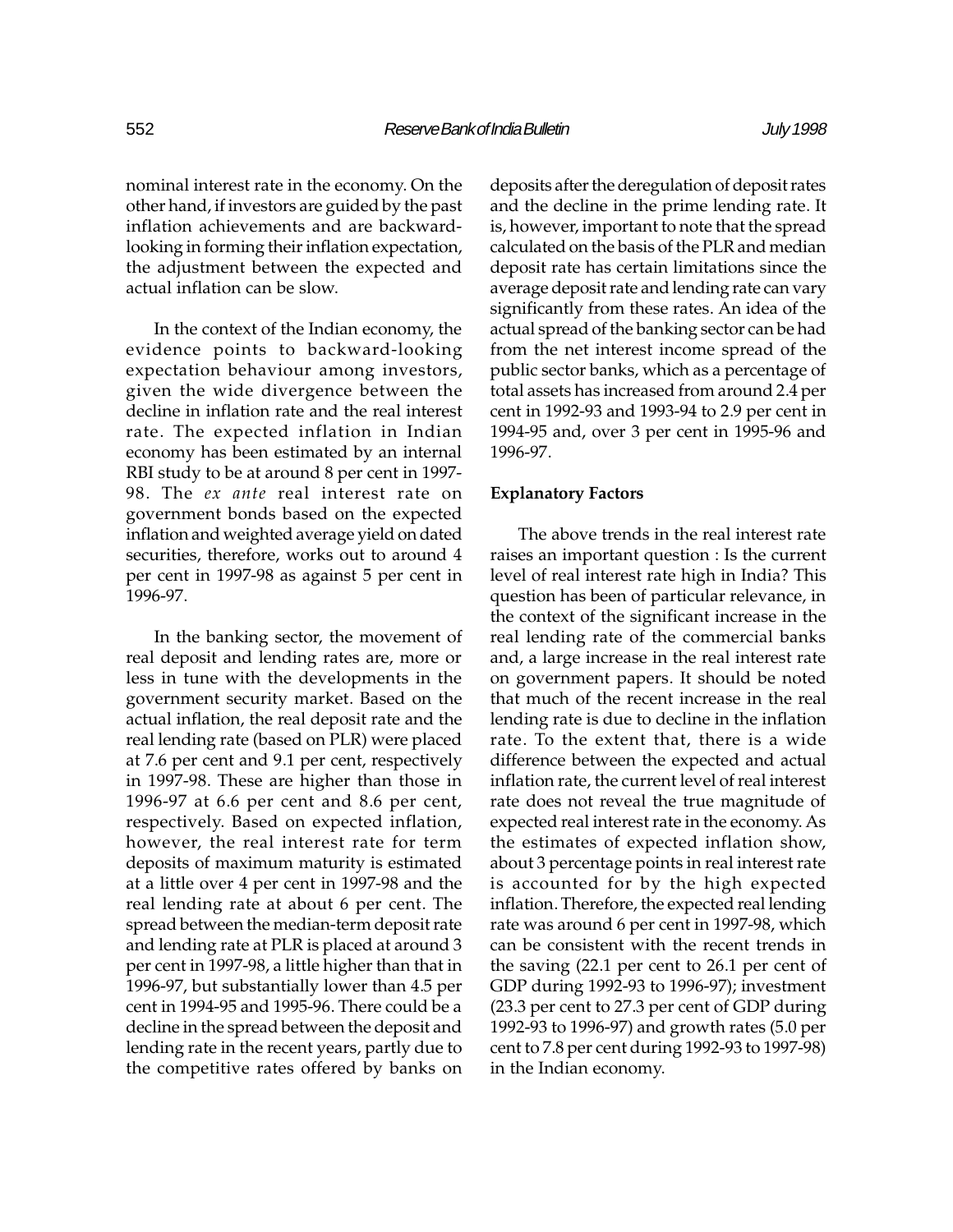nominal interest rate in the economy. On the other hand, if investors are guided by the past inflation achievements and are backward-looking in forming their inflation expectation, the adjustment between the expected and actual inflation can be slow.

In the context of the Indian economy, the evidence points to backward-looking expectation behaviour among investors, given the wide divergence between the decline in inflation rate and the real interest rate. The expected inflation in Indian economy has been estimated by an internal RBI study to be at around 8 per cent in 1997-98. The *ex ante* real interest rate on government bonds based on the expected inflation and weighted average yield on dated securities, therefore, works out to around 4 per cent in 1997-98 as against 5 per cent in 1996-97.

In the banking sector, the movement of real deposit and lending rates are, more or less in tune with the developments in the government security market. Based on the actual inflation, the real deposit rate and the real lending rate (based on PLR) were placed at 7.6 per cent and 9.1 per cent, respectively in 1997-98. These are higher than those in 1996-97 at 6.6 per cent and 8.6 per cent, respectively. Based on expected inflation, however, the real interest rate for term deposits of maximum maturity is estimated at a little over 4 per cent in 1997-98 and the real lending rate at about 6 per cent. The spread between the median-term deposit rate and lending rate at PLR is placed at around 3 per cent in 1997-98, a little higher than that in 1996-97, but substantially lower than 4.5 per cent in 1994-95 and 1995-96. There could be a decline in the spread between the deposit and lending rate in the recent years, partly due to the competitive rates offered by banks on deposits after the deregulation of deposit rates and the decline in the prime lending rate. It is, however, important to note that the spread calculated on the basis of the PLR and median deposit rate has certain limitations since the average deposit rate and lending rate can vary significantly from these rates. An idea of the actual spread of the banking sector can be had from the net interest income spread of the public sector banks, which as a percentage of total assets has increased from around 2.4 per cent in 1992-93 and 1993-94 to 2.9 per cent in 1994-95 and, over 3 per cent in 1995-96 and 1996-97.

**Explanatory Factors**

The above trends in the real interest rate raises an important question : Is the current level of real interest rate high in India? This question has been of particular relevance, in the context of the significant increase in the real lending rate of the commercial banks and, a large increase in the real interest rate on government papers. It should be noted that much of the recent increase in the real lending rate is due to decline in the inflation rate. To the extent that, there is a wide difference between the expected and actual inflation rate, the current level of real interest rate does not reveal the true magnitude of expected real interest rate in the economy. As the estimates of expected inflation show, about 3 percentage points in real interest rate is accounted for by the high expected inflation. Therefore, the expected real lending rate was around 6 per cent in 1997-98, which can be consistent with the recent trends in the saving (22.1 per cent to 26.1 per cent of GDP during 1992-93 to 1996-97); investment (23.3 per cent to 27.3 per cent of GDP during 1992-93 to 1996-97) and growth rates (5.0 per cent to 7.8 per cent during 1992-93 to 1997-98) in the Indian economy.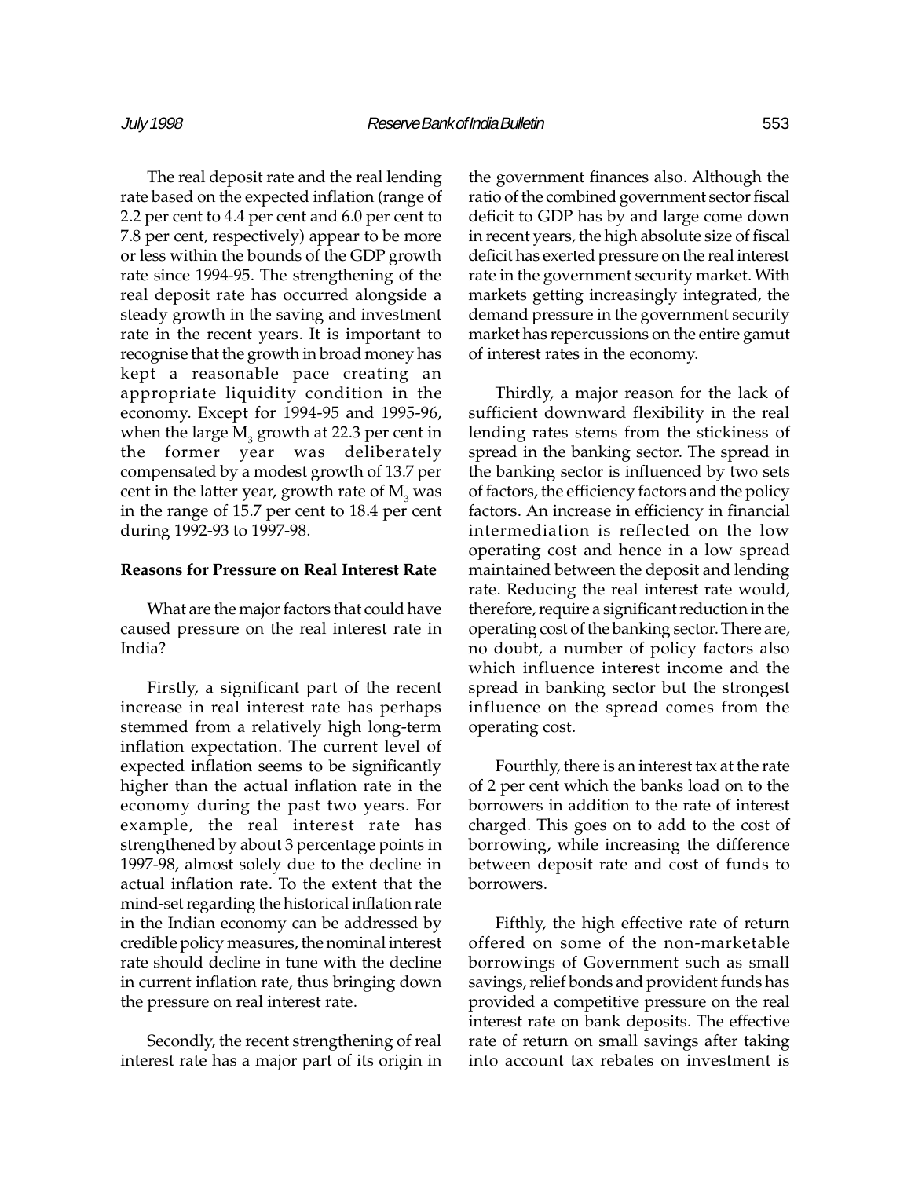The real deposit rate and the real lending rate based on the expected inflation (range of 2.2 per cent to 4.4 per cent and 6.0 per cent to 7.8 per cent, respectively) appear to be more or less within the bounds of the GDP growth rate since 1994-95. The strengthening of the real deposit rate has occurred alongside a steady growth in the saving and investment rate in the recent years. It is important to recognise that the growth in broad money has kept a reasonable pace creating an appropriate liquidity condition in the economy. Except for 1994-95 and 1995-96, when the large $M_3$ growth at 22.3 per cent in the former year was deliberately compensated by a modest growth of 13.7 per cent in the latter year, growth rate of $M_3$ was in the range of 15.7 per cent to 18.4 per cent during 1992-93 to 1997-98.

**Reasons for Pressure on Real Interest Rate**

What are the major factors that could have caused pressure on the real interest rate in India?

Firstly, a significant part of the recent increase in real interest rate has perhaps stemmed from a relatively high long-term inflation expectation. The current level of expected inflation seems to be significantly higher than the actual inflation rate in the economy during the past two years. For example, the real interest rate has strengthened by about 3 percentage points in 1997-98, almost solely due to the decline in actual inflation rate. To the extent that the mind-set regarding the historical inflation rate in the Indian economy can be addressed by credible policy measures, the nominal interest rate should decline in tune with the decline in current inflation rate, thus bringing down the pressure on real interest rate.

Secondly, the recent strengthening of real interest rate has a major part of its origin in the government finances also. Although the ratio of the combined government sector fiscal deficit to GDP has by and large come down in recent years, the high absolute size of fiscal deficit has exerted pressure on the real interest rate in the government security market. With markets getting increasingly integrated, the demand pressure in the government security market has repercussions on the entire gamut of interest rates in the economy.

Thirdly, a major reason for the lack of sufficient downward flexibility in the real lending rates stems from the stickiness of spread in the banking sector. The spread in the banking sector is influenced by two sets of factors, the efficiency factors and the policy factors. An increase in efficiency in financial intermediation is reflected on the low operating cost and hence in a low spread maintained between the deposit and lending rate. Reducing the real interest rate would, therefore, require a significant reduction in the operating cost of the banking sector. There are, no doubt, a number of policy factors also which influence interest income and the spread in banking sector but the strongest influence on the spread comes from the operating cost.

Fourthly, there is an interest tax at the rate of 2 per cent which the banks load on to the borrowers in addition to the rate of interest charged. This goes on to add to the cost of borrowing, while increasing the difference between deposit rate and cost of funds to borrowers.

Fifthly, the high effective rate of return offered on some of the non-marketable borrowings of Government such as small savings, relief bonds and provident funds has provided a competitive pressure on the real interest rate on bank deposits. The effective rate of return on small savings after taking into account tax rebates on investment is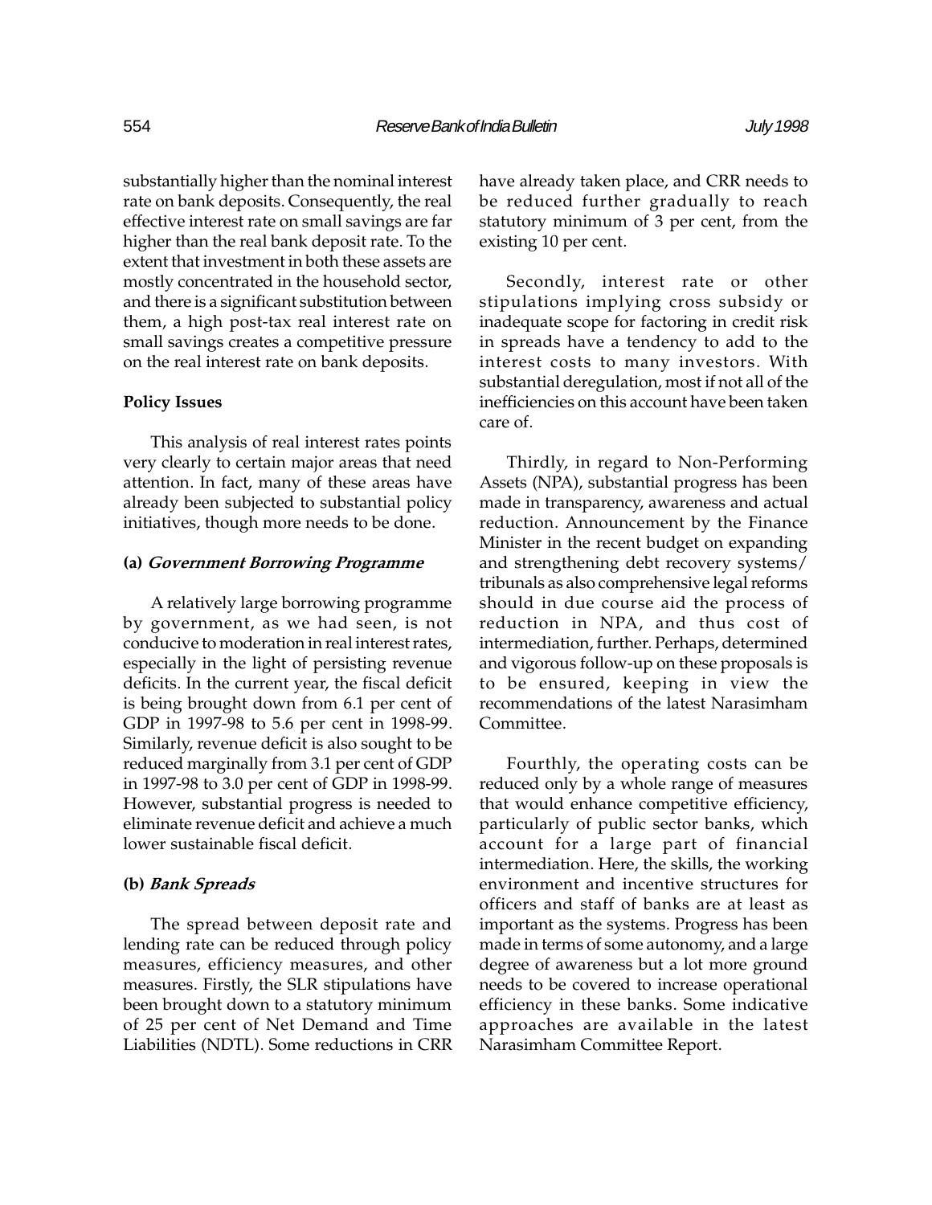substantially higher than the nominal interest rate on bank deposits. Consequently, the real effective interest rate on small savings are far higher than the real bank deposit rate. To the extent that investment in both these assets are mostly concentrated in the household sector, and there is a significant substitution between them, a high post-tax real interest rate on small savings creates a competitive pressure on the real interest rate on bank deposits.

### Policy Issues

This analysis of real interest rates points very clearly to certain major areas that need attention. In fact, many of these areas have already been subjected to substantial policy initiatives, though more needs to be done.

#### (a) *Government Borrowing Programme*

A relatively large borrowing programme by government, as we had seen, is not conducive to moderation in real interest rates, especially in the light of persisting revenue deficits. In the current year, the fiscal deficit is being brought down from 6.1 per cent of GDP in 1997-98 to 5.6 per cent in 1998-99. Similarly, revenue deficit is also sought to be reduced marginally from 3.1 per cent of GDP in 1997-98 to 3.0 per cent of GDP in 1998-99. However, substantial progress is needed to eliminate revenue deficit and achieve a much lower sustainable fiscal deficit.

#### (b) *Bank Spreads*

The spread between deposit rate and lending rate can be reduced through policy measures, efficiency measures, and other measures. Firstly, the SLR stipulations have been brought down to a statutory minimum of 25 per cent of Net Demand and Time Liabilities (NDTL). Some reductions in CRR have already taken place, and CRR needs to be reduced further gradually to reach statutory minimum of 3 per cent, from the existing 10 per cent.

Secondly, interest rate or other stipulations implying cross subsidy or inadequate scope for factoring in credit risk in spreads have a tendency to add to the interest costs to many investors. With substantial deregulation, most if not all of the inefficiencies on this account have been taken care of.

Thirdly, in regard to Non-Performing Assets (NPA), substantial progress has been made in transparency, awareness and actual reduction. Announcement by the Finance Minister in the recent budget on expanding and strengthening debt recovery systems/ tribunals as also comprehensive legal reforms should in due course aid the process of reduction in NPA, and thus cost of intermediation, further. Perhaps, determined and vigorous follow-up on these proposals is to be ensured, keeping in view the recommendations of the latest Narasimham Committee.

Fourthly, the operating costs can be reduced only by a whole range of measures that would enhance competitive efficiency, particularly of public sector banks, which account for a large part of financial intermediation. Here, the skills, the working environment and incentive structures for officers and staff of banks are at least as important as the systems. Progress has been made in terms of some autonomy, and a large degree of awareness but a lot more ground needs to be covered to increase operational efficiency in these banks. Some indicative approaches are available in the latest Narasimham Committee Report.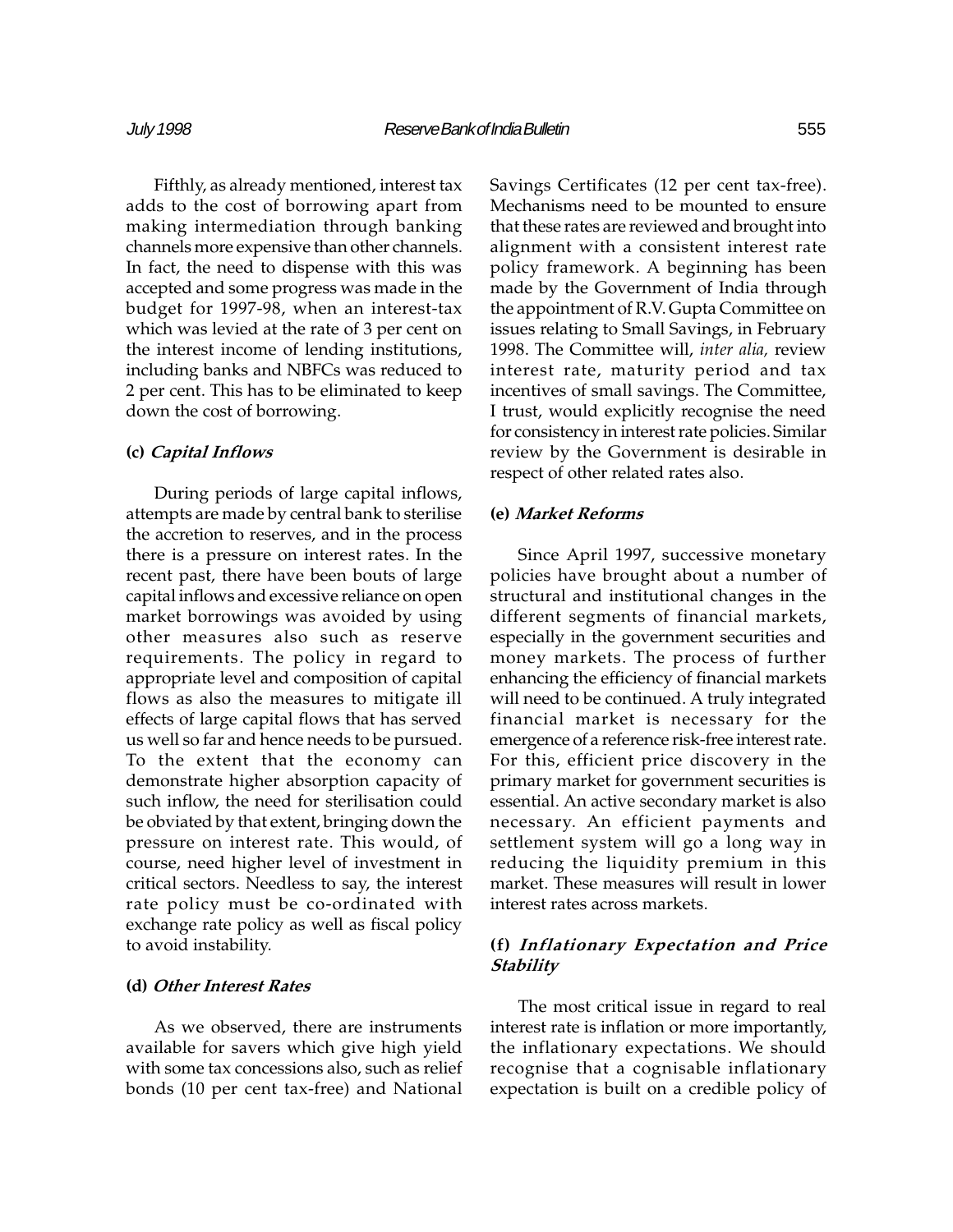Fifthly, as already mentioned, interest tax adds to the cost of borrowing apart from making intermediation through banking channels more expensive than other channels. In fact, the need to dispense with this was accepted and some progress was made in the budget for 1997-98, when an interest-tax which was levied at the rate of 3 per cent on the interest income of lending institutions, including banks and NBFCs was reduced to 2 per cent. This has to be eliminated to keep down the cost of borrowing.

### (c) *Capital Inflows*

During periods of large capital inflows, attempts are made by central bank to sterilise the accretion to reserves, and in the process there is a pressure on interest rates. In the recent past, there have been bouts of large capital inflows and excessive reliance on open market borrowings was avoided by using other measures also such as reserve requirements. The policy in regard to appropriate level and composition of capital flows as also the measures to mitigate ill effects of large capital flows that has served us well so far and hence needs to be pursued. To the extent that the economy can demonstrate higher absorption capacity of such inflow, the need for sterilisation could be obviated by that extent, bringing down the pressure on interest rate. This would, of course, need higher level of investment in critical sectors. Needless to say, the interest rate policy must be co-ordinated with exchange rate policy as well as fiscal policy to avoid instability.

### (d) *Other Interest Rates*

As we observed, there are instruments available for savers which give high yield with some tax concessions also, such as relief bonds (10 per cent tax-free) and National Savings Certificates (12 per cent tax-free). Mechanisms need to be mounted to ensure that these rates are reviewed and brought into alignment with a consistent interest rate policy framework. A beginning has been made by the Government of India through the appointment of R.V. Gupta Committee on issues relating to Small Savings, in February 1998. The Committee will, *inter alia,* review interest rate, maturity period and tax incentives of small savings. The Committee, I trust, would explicitly recognise the need for consistency in interest rate policies. Similar review by the Government is desirable in respect of other related rates also.

### (e) *Market Reforms*

Since April 1997, successive monetary policies have brought about a number of structural and institutional changes in the different segments of financial markets, especially in the government securities and money markets. The process of further enhancing the efficiency of financial markets will need to be continued. A truly integrated financial market is necessary for the emergence of a reference risk-free interest rate. For this, efficient price discovery in the primary market for government securities is essential. An active secondary market is also necessary. An efficient payments and settlement system will go a long way in reducing the liquidity premium in this market. These measures will result in lower interest rates across markets.

### (f) *Inflationary Expectation and Price Stability*

The most critical issue in regard to real interest rate is inflation or more importantly, the inflationary expectations. We should recognise that a cognisable inflationary expectation is built on a credible policy of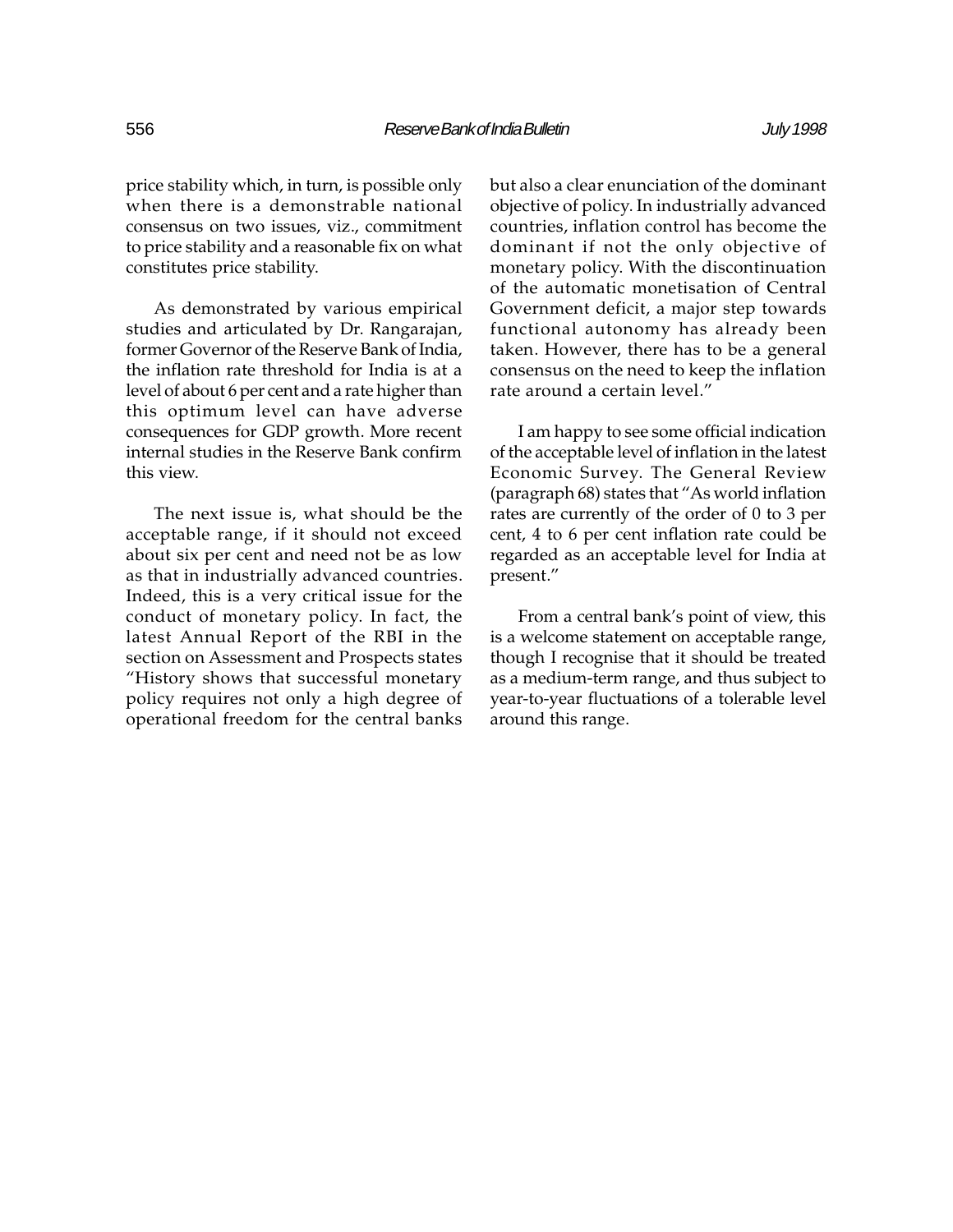price stability which, in turn, is possible only when there is a demonstrable national consensus on two issues, viz., commitment to price stability and a reasonable fix on what constitutes price stability.

As demonstrated by various empirical studies and articulated by Dr. Rangarajan, former Governor of the Reserve Bank of India, the inflation rate threshold for India is at a level of about 6 per cent and a rate higher than this optimum level can have adverse consequences for GDP growth. More recent internal studies in the Reserve Bank confirm this view.

The next issue is, what should be the acceptable range, if it should not exceed about six per cent and need not be as low as that in industrially advanced countries. Indeed, this is a very critical issue for the conduct of monetary policy. In fact, the latest Annual Report of the RBI in the section on Assessment and Prospects states "History shows that successful monetary policy requires not only a high degree of operational freedom for the central banks but also a clear enunciation of the dominant objective of policy. In industrially advanced countries, inflation control has become the dominant if not the only objective of monetary policy. With the discontinuation of the automatic monetisation of Central Government deficit, a major step towards functional autonomy has already been taken. However, there has to be a general consensus on the need to keep the inflation rate around a certain level."

I am happy to see some official indication of the acceptable level of inflation in the latest Economic Survey. The General Review (paragraph 68) states that "As world inflation rates are currently of the order of 0 to 3 per cent, 4 to 6 per cent inflation rate could be regarded as an acceptable level for India at present."

From a central bank's point of view, this is a welcome statement on acceptable range, though I recognise that it should be treated as a medium-term range, and thus subject to year-to-year fluctuations of a tolerable level around this range.